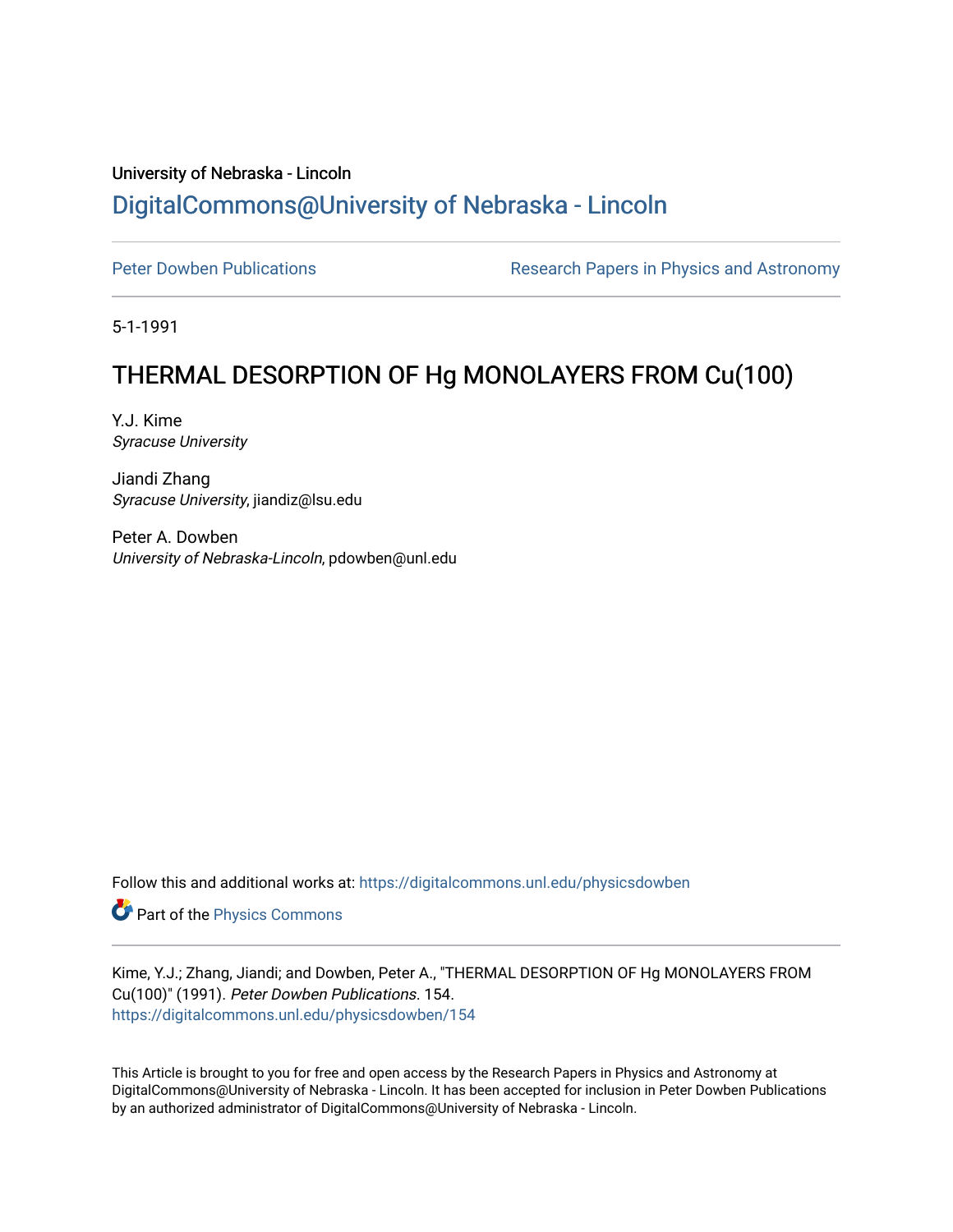University of Nebraska - Lincoln

# DigitalCommons@University of Nebraska - Lincoln

Peter Dowben Publications

Research Papers in Physics and Astronomy

5-1-1991

# THERMAL DESORPTION OF Hg MONOLAYERS FROM Cu(100)

Y.J. Kime
*Syracuse University*

Jiandi Zhang
*Syracuse University*, jiandiz@lsu.edu

Peter A. Dowben
*University of Nebraska-Lincoln*, pdowben@unl.edu

Follow this and additional works at: https://digitalcommons.unl.edu/physicsdowben

Part of the Physics Commons

Kime, Y.J.; Zhang, Jiandi; and Dowben, Peter A., "THERMAL DESORPTION OF Hg MONOLAYERS FROM Cu(100)" (1991). *Peter Dowben Publications*. 154.
https://digitalcommons.unl.edu/physicsdowben/154

This Article is brought to you for free and open access by the Research Papers in Physics and Astronomy at DigitalCommons@University of Nebraska - Lincoln. It has been accepted for inclusion in Peter Dowben Publications by an authorized administrator of DigitalCommons@University of Nebraska - Lincoln.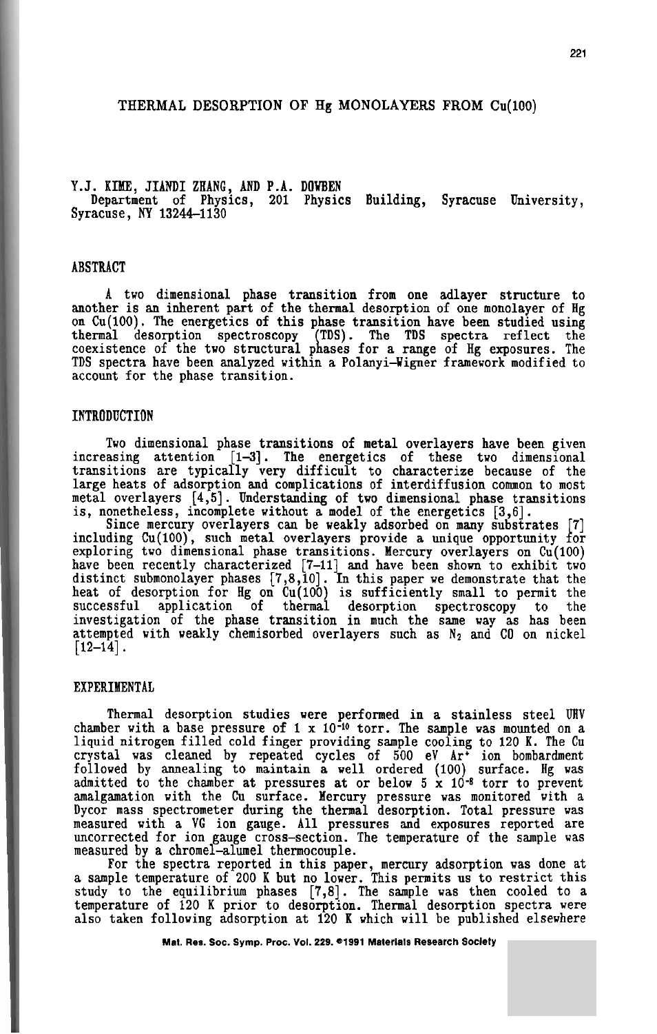# THERMAL DESORPTION OF Hg MONOLAYERS FROM Cu(100)

Y.J. KIME, JIANDI ZHANG, AND P.A. DOWBEN
Department of Physics, 201 Physics Building, Syracuse University, Syracuse, NY 13244–1130

## ABSTRACT

A two dimensional phase transition from one adlayer structure to another is an inherent part of the thermal desorption of one monolayer of Hg on Cu(100). The energetics of this phase transition have been studied using thermal desorption spectroscopy (TDS). The TDS spectra reflect the coexistence of the two structural phases for a range of Hg exposures. The TDS spectra have been analyzed within a Polanyi–Wigner framework modified to account for the phase transition.

## INTRODUCTION

Two dimensional phase transitions of metal overlayers have been given increasing attention [1–3]. The energetics of these two dimensional transitions are typically very difficult to characterize because of the large heats of adsorption and complications of interdiffusion common to most metal overlayers [4,5]. Understanding of two dimensional phase transitions is, nonetheless, incomplete without a model of the energetics [3,6].

Since mercury overlayers can be weakly adsorbed on many substrates [7] including Cu(100), such metal overlayers provide a unique opportunity for exploring two dimensional phase transitions. Mercury overlayers on Cu(100) have been recently characterized [7–11] and have been shown to exhibit two distinct submonolayer phases [7,8,10]. In this paper we demonstrate that the heat of desorption for Hg on Cu(100) is sufficiently small to permit the successful application of thermal desorption spectroscopy to the investigation of the phase transition in much the same way as has been attempted with weakly chemisorbed overlayers such as $N_2$ and CO on nickel [12–14].

## EXPERIMENTAL

Thermal desorption studies were performed in a stainless steel UHV chamber with a base pressure of $1 \times 10^{-10}$ torr. The sample was mounted on a liquid nitrogen filled cold finger providing sample cooling to 120 K. The Cu crystal was cleaned by repeated cycles of 500 eV $Ar^+$ ion bombardment followed by annealing to maintain a well ordered (100) surface. Hg was admitted to the chamber at pressures at or below $5 \times 10^{-8}$ torr to prevent amalgamation with the Cu surface. Mercury pressure was monitored with a Dycor mass spectrometer during the thermal desorption. Total pressure was measured with a VG ion gauge. All pressures and exposures reported are uncorrected for ion gauge cross-section. The temperature of the sample was measured by a chromel–alumel thermocouple.

For the spectra reported in this paper, mercury adsorption was done at a sample temperature of 200 K but no lower. This permits us to restrict this study to the equilibrium phases [7,8]. The sample was then cooled to a temperature of 120 K prior to desorption. Thermal desorption spectra were also taken following adsorption at 120 K which will be published elsewhere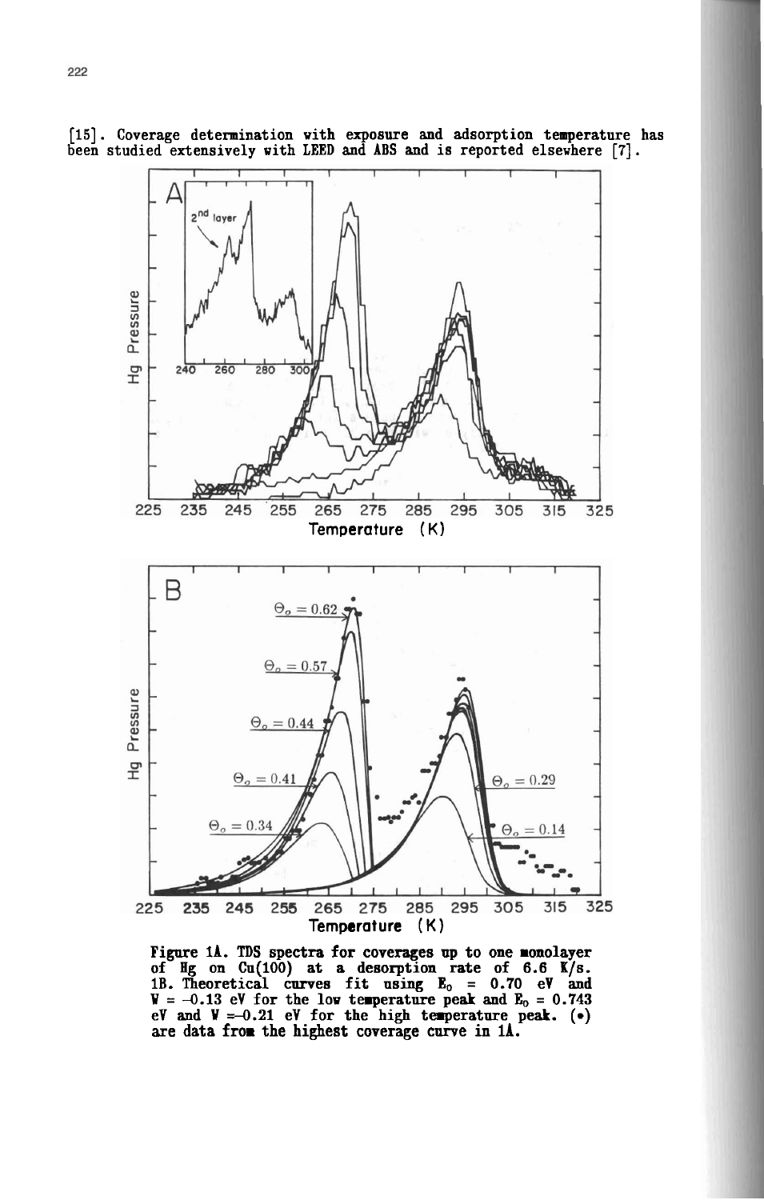[15]. Coverage determination with exposure and adsorption temperature has been studied extensively with LEED and ABS and is reported elsewhere [7].

Figure 1A. TDS spectra for coverages up to one monolayer of Hg on Cu(100) at a desorption rate of 6.6 K/s. 1B. Theoretical curves fit using $E_0$ = 0.70 eV and $W$ = −0.13 eV for the low temperature peak and $E_0$ = 0.743 eV and $W$ = −0.21 eV for the high temperature peak. (•) are data from the highest coverage curve in 1A.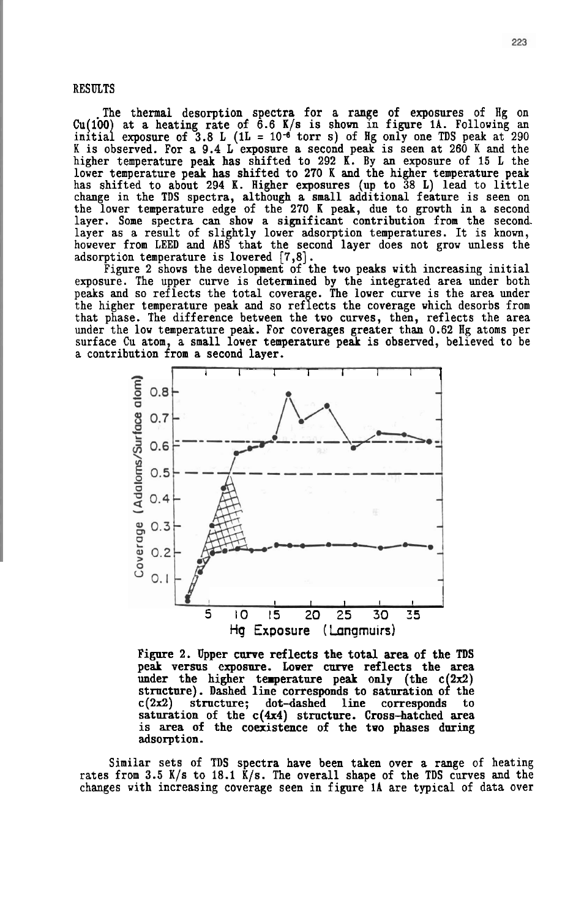## RESULTS

The thermal desorption spectra for a range of exposures of Hg on Cu(100) at a heating rate of 6.6 K/s is shown in figure 1A. Following an initial exposure of 3.8 L (1L = $10^{-6}$ torr s) of Hg only one TDS peak at 290 K is observed. For a 9.4 L exposure a second peak is seen at 260 K and the higher temperature peak has shifted to 292 K. By an exposure of 15 L the lower temperature peak has shifted to 270 K and the higher temperature peak has shifted to about 294 K. Higher exposures (up to 38 L) lead to little change in the TDS spectra, although a small additional feature is seen on the lower temperature edge of the 270 K peak, due to growth in a second layer. Some spectra can show a significant contribution from the second layer as a result of slightly lower adsorption temperatures. It is known, however from LEED and ABS that the second layer does not grow unless the adsorption temperature is lowered [7,8].

Figure 2 shows the development of the two peaks with increasing initial exposure. The upper curve is determined by the integrated area under both peaks and so reflects the total coverage. The lower curve is the area under the higher temperature peak and so reflects the coverage which desorbs from that phase. The difference between the two curves, then, reflects the area under the low temperature peak. For coverages greater than 0.62 Hg atoms per surface Cu atom, a small lower temperature peak is observed, believed to be a contribution from a second layer.

Figure 2. Upper curve reflects the total area of the TDS peak versus exposure. Lower curve reflects the area under the higher temperature peak only (the c(2x2) structure). Dashed line corresponds to saturation of the c(2x2) structure; dot-dashed line corresponds to saturation of the c(4x4) structure. Cross-hatched area is area of the coexistence of the two phases during adsorption.

Similar sets of TDS spectra have been taken over a range of heating rates from 3.5 K/s to 18.1 K/s. The overall shape of the TDS curves and the changes with increasing coverage seen in figure 1A are typical of data over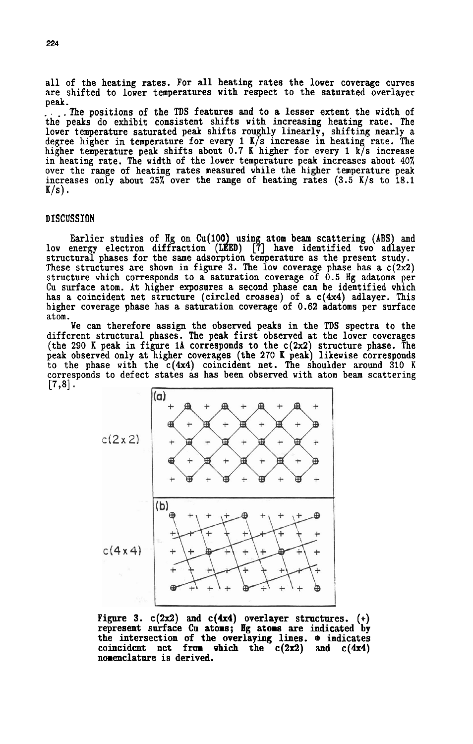all of the heating rates. For all heating rates the lower coverage curves are shifted to lower temperatures with respect to the saturated overlayer peak.

The positions of the TDS features and to a lesser extent the width of the peaks do exhibit consistent shifts with increasing heating rate. The lower temperature saturated peak shifts roughly linearly, shifting nearly a degree higher in temperature for every 1 K/s increase in heating rate. The higher temperature peak shifts about 0.7 K higher for every 1 k/s increase in heating rate. The width of the lower temperature peak increases about 40% over the range of heating rates measured while the higher temperature peak increases only about 25% over the range of heating rates (3.5 K/s to 18.1 K/s).

## DISCUSSION

Earlier studies of Hg on Cu(100) using atom beam scattering (ABS) and low energy electron diffraction (LEED) [7] have identified two adlayer structural phases for the same adsorption temperature as the present study. These structures are shown in figure 3. The low coverage phase has a c(2x2) structure which corresponds to a saturation coverage of 0.5 Hg adatoms per Cu surface atom. At higher exposures a second phase can be identified which has a coincident net structure (circled crosses) of a c(4x4) adlayer. This higher coverage phase has a saturation coverage of 0.62 adatoms per surface atom.

We can therefore assign the observed peaks in the TDS spectra to the different structural phases. The peak first observed at the lower coverages (the 290 K peak in figure 1A corresponds to the c(2x2) structure phase. The peak observed only at higher coverages (the 270 K peak) likewise corresponds to the phase with the c(4x4) coincident net. The shoulder around 310 K corresponds to defect states as has been observed with atom beam scattering [7,8].

Figure 3. c(2x2) and c(4x4) overlayer structures. (+) represent surface Cu atoms; Hg atoms are indicated by the intersection of the overlaying lines. ⊕ indicates coincident net from which the c(2x2) and c(4x4) nomenclature is derived.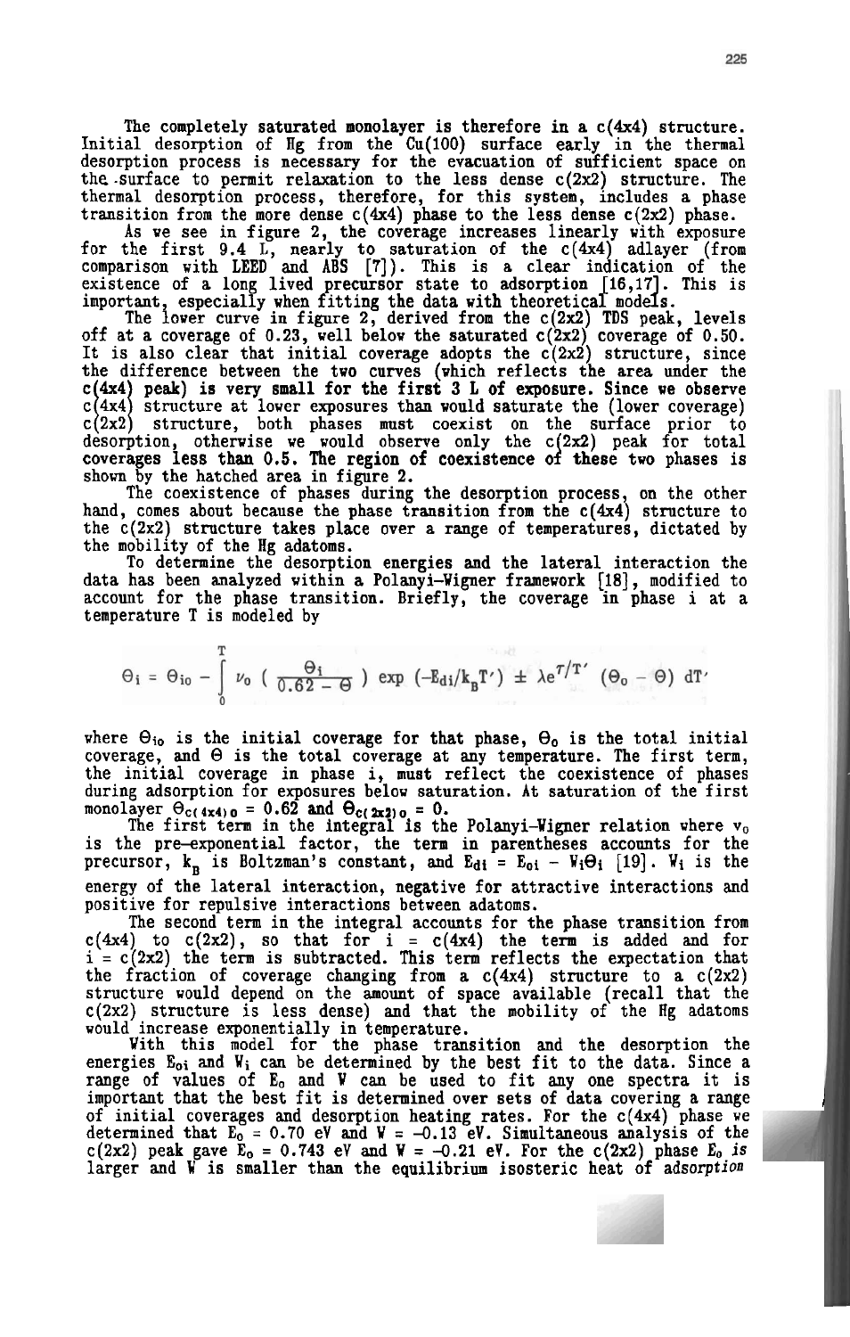The completely saturated monolayer is therefore in a c(4x4) structure. Initial desorption of Hg from the Cu(100) surface early in the thermal desorption process is necessary for the evacuation of sufficient space on the surface to permit relaxation to the less dense c(2x2) structure. The thermal desorption process, therefore, for this system, includes a phase transition from the more dense c(4x4) phase to the less dense c(2x2) phase.

As we see in figure 2, the coverage increases linearly with exposure for the first 9.4 L, nearly to saturation of the c(4x4) adlayer (from comparison with LEED and ABS [7]). This is a clear indication of the existence of a long lived precursor state to adsorption [16,17]. This is important, especially when fitting the data with theoretical models.

The lower curve in figure 2, derived from the c(2x2) TDS peak, levels off at a coverage of 0.23, well below the saturated c(2x2) coverage of 0.50. It is also clear that initial coverage adopts the c(2x2) structure, since the difference between the two curves (which reflects the area under the c(4x4) peak) is very small for the first 3 L of exposure. Since we observe c(4x4) structure at lower exposures than would saturate the (lower coverage) c(2x2) structure, both phases must coexist on the surface prior to desorption, otherwise we would observe only the c(2x2) peak for total coverages less than 0.5. The region of coexistence of these two phases is shown by the hatched area in figure 2.

The coexistence of phases during the desorption process, on the other hand, comes about because the phase transition from the c(4x4) structure to the c(2x2) structure takes place over a range of temperatures, dictated by the mobility of the Hg adatoms.

To determine the desorption energies and the lateral interaction the data has been analyzed within a Polanyi-Wigner framework [18], modified to account for the phase transition. Briefly, the coverage in phase i at a temperature T is modeled by

$$\Theta_i = \Theta_{io} - \int_0^T \nu_0 \left( \frac{\Theta_i}{0.62 - \Theta} \right) \exp\left(-E_{di}/k_B T'\right) \pm \lambda e^{T/T'} \left(\Theta_0 - \Theta\right) dT'$$

where $\Theta_{io}$ is the initial coverage for that phase, $\Theta_0$ is the total initial coverage, and $\Theta$ is the total coverage at any temperature. The first term, the initial coverage in phase i, must reflect the coexistence of phases during adsorption for exposures below saturation. At saturation of the first monolayer $\Theta_{c(4x4)o} = 0.62$ and $\Theta_{c(2x2)o} = 0$.

The first term in the integral is the Polanyi-Wigner relation where $\nu_0$ is the pre-exponential factor, the term in parentheses accounts for the precursor, $k_B$ is Boltzman's constant, and $E_{di} = E_{oi} - W_i\Theta_i$ [19]. $W_i$ is the energy of the lateral interaction, negative for attractive interactions and positive for repulsive interactions between adatoms.

The second term in the integral accounts for the phase transition from c(4x4) to c(2x2), so that for i = c(4x4) the term is added and for i = c(2x2) the term is subtracted. This term reflects the expectation that the fraction of coverage changing from a c(4x4) structure to a c(2x2) structure would depend on the amount of space available (recall that the c(2x2) structure is less dense) and that the mobility of the Hg adatoms would increase exponentially in temperature.

With this model for the phase transition and the desorption the energies $E_{oi}$ and $W_i$ can be determined by the best fit to the data. Since a range of values of $E_0$ and $W$ can be used to fit any one spectra it is important that the best fit is determined over sets of data covering a range of initial coverages and desorption heating rates. For the c(4x4) phase we determined that $E_0 = 0.70$ eV and $W = -0.13$ eV. Simultaneous analysis of the c(2x2) peak gave $E_0 = 0.743$ eV and $W = -0.21$ eV. For the c(2x2) phase $E_0$ *is* larger and W is smaller than the equilibrium isosteric heat of *adsorption*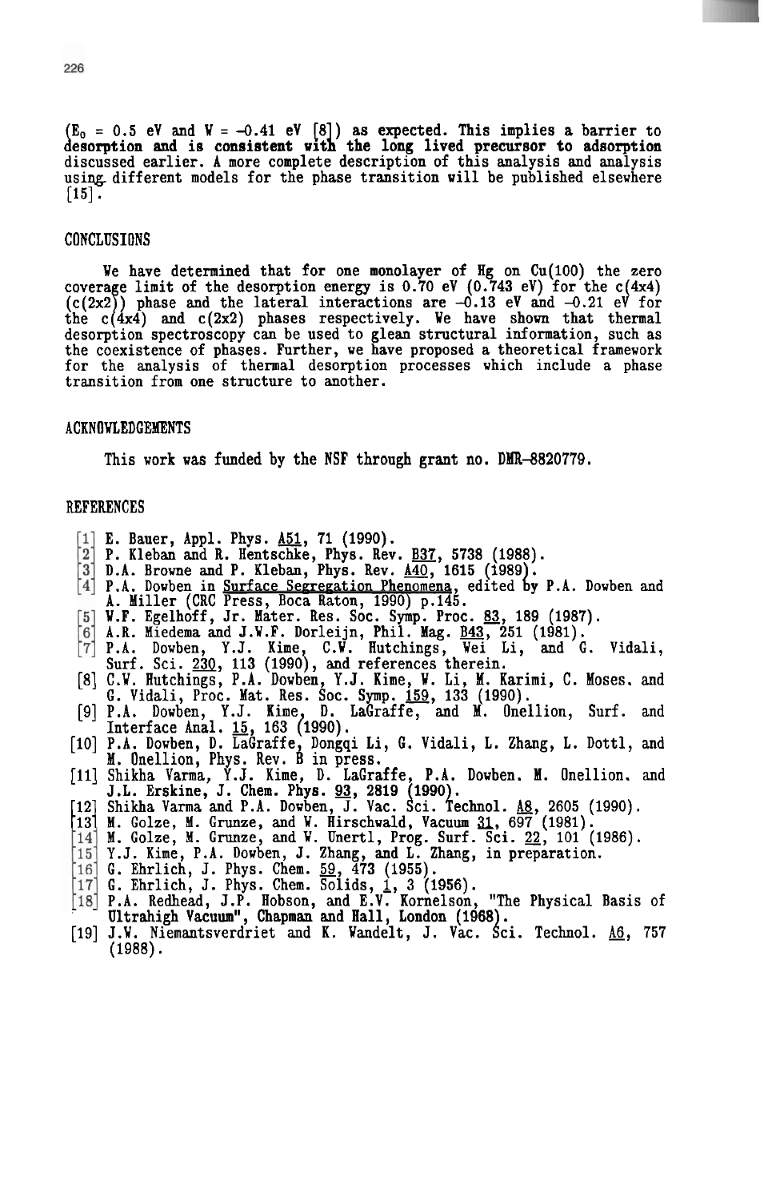($E_0$ = 0.5 eV and V = −0.41 eV [8]) as expected. This implies a barrier to desorption and is consistent with the long lived precursor to adsorption discussed earlier. A more complete description of this analysis and analysis using different models for the phase transition will be published elsewhere [15].

## CONCLUSIONS

We have determined that for one monolayer of Hg on Cu(100) the zero coverage limit of the desorption energy is 0.70 eV (0.743 eV) for the c(4x4) (c(2x2)) phase and the lateral interactions are −0.13 eV and −0.21 eV for the c(4x4) and c(2x2) phases respectively. We have shown that thermal desorption spectroscopy can be used to glean structural information, such as the coexistence of phases. Further, we have proposed a theoretical framework for the analysis of thermal desorption processes which include a phase transition from one structure to another.

## ACKNOWLEDGEMENTS

This work was funded by the NSF through grant no. DMR-8820779.

## REFERENCES

[1] E. Bauer, Appl. Phys. A51, 71 (1990).
[2] P. Kleban and R. Hentschke, Phys. Rev. B37, 5738 (1988).
[3] D.A. Browne and P. Kleban, Phys. Rev. A40, 1615 (1989).
[4] P.A. Dowben in Surface Segregation Phenomena, edited by P.A. Dowben and A. Miller (CRC Press, Boca Raton, 1990) p.145.
[5] W.F. Egelhoff, Jr. Mater. Res. Soc. Symp. Proc. 83, 189 (1987).
[6] A.R. Miedema and J.W.F. Dorleijn, Phil. Mag. B43, 251 (1981).
[7] P.A. Dowben, Y.J. Kime, C.W. Hutchings, Wei Li, and G. Vidali, Surf. Sci. 230, 113 (1990), and references therein.
[8] C.W. Hutchings, P.A. Dowben, Y.J. Kime, W. Li, M. Karimi, C. Moses, and G. Vidali, Proc. Mat. Res. Soc. Symp. 159, 133 (1990).
[9] P.A. Dowben, Y.J. Kime, D. LaGraffe, and M. Onellion, Surf. and Interface Anal. 15, 163 (1990).
[10] P.A. Dowben, D. LaGraffe, Dongqi Li, G. Vidali, L. Zhang, L. Dottl, and M. Onellion, Phys. Rev. B in press.
[11] Shikha Varma, Y.J. Kime, D. LaGraffe, P.A. Dowben, M. Onellion, and J.L. Erskine, J. Chem. Phys. 93, 2819 (1990).
[12] Shikha Varma and P.A. Dowben, J. Vac. Sci. Technol. A8, 2605 (1990).
[13] M. Golze, M. Grunze, and W. Hirschwald, Vacuum 31, 697 (1981).
[14] M. Golze, M. Grunze, and W. Unertl, Prog. Surf. Sci. 22, 101 (1986).
[15] Y.J. Kime, P.A. Dowben, J. Zhang, and L. Zhang, in preparation.
[16] G. Ehrlich, J. Phys. Chem. 59, 473 (1955).
[17] G. Ehrlich, J. Phys. Chem. Solids, 1, 3 (1956).
[18] P.A. Redhead, J.P. Hobson, and E.V. Kornelson, "The Physical Basis of Ultrahigh Vacuum", Chapman and Hall, London (1968).
[19] J.W. Niemantsverdriet and K. Wandelt, J. Vac. Sci. Technol. A6, 757 (1988).